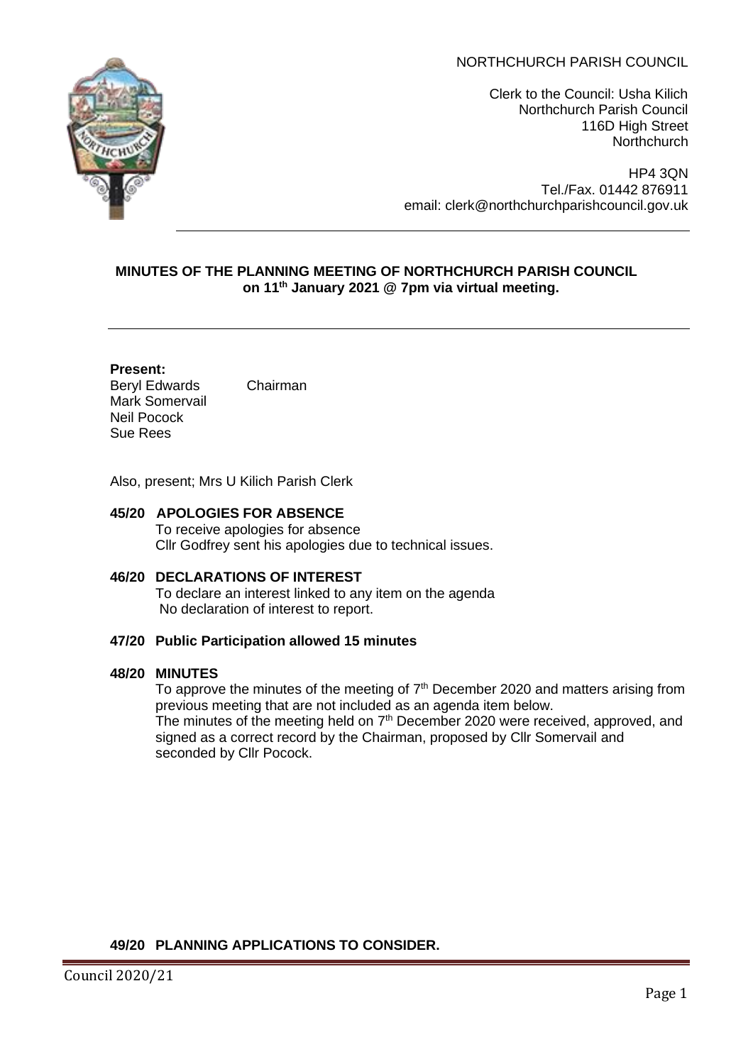NORTHCHURCH PARISH COUNCIL

Clerk to the Council: Usha Kilich
Northchurch Parish Council
116D High Street
Northchurch

HP4 3QN
Tel./Fax. 01442 876911
email: clerk@northchurchparishcouncil.gov.uk

---

**MINUTES OF THE PLANNING MEETING OF NORTHCHURCH PARISH COUNCIL on 11th January 2021 @ 7pm via virtual meeting.**

---

**Present:**

Beryl Edwards — Chairman
Mark Somervail
Neil Pocock
Sue Rees

Also, present; Mrs U Kilich Parish Clerk

**45/20 APOLOGIES FOR ABSENCE**

To receive apologies for absence
Cllr Godfrey sent his apologies due to technical issues.

**46/20 DECLARATIONS OF INTEREST**

To declare an interest linked to any item on the agenda
No declaration of interest to report.

**47/20 Public Participation allowed 15 minutes**

**48/20 MINUTES**

To approve the minutes of the meeting of 7th December 2020 and matters arising from previous meeting that are not included as an agenda item below.
The minutes of the meeting held on 7th December 2020 were received, approved, and signed as a correct record by the Chairman, proposed by Cllr Somervail and seconded by Cllr Pocock.

**49/20 PLANNING APPLICATIONS TO CONSIDER.**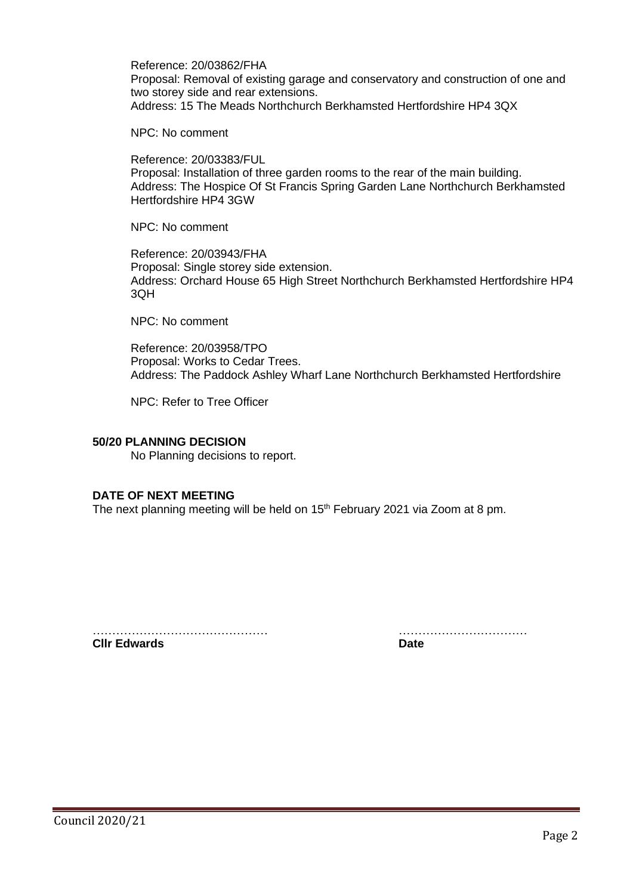Reference: 20/03862/FHA
Proposal: Removal of existing garage and conservatory and construction of one and two storey side and rear extensions.
Address: 15 The Meads Northchurch Berkhamsted Hertfordshire HP4 3QX

NPC: No comment

Reference: 20/03383/FUL
Proposal: Installation of three garden rooms to the rear of the main building.
Address: The Hospice Of St Francis Spring Garden Lane Northchurch Berkhamsted Hertfordshire HP4 3GW

NPC: No comment

Reference: 20/03943/FHA
Proposal: Single storey side extension.
Address: Orchard House 65 High Street Northchurch Berkhamsted Hertfordshire HP4 3QH

NPC: No comment

Reference: 20/03958/TPO
Proposal: Works to Cedar Trees.
Address: The Paddock Ashley Wharf Lane Northchurch Berkhamsted Hertfordshire

NPC: Refer to Tree Officer

**50/20 PLANNING DECISION**

No Planning decisions to report.

**DATE OF NEXT MEETING**

The next planning meeting will be held on 15th February 2021 via Zoom at 8 pm.

……………………………………… ……………………………

**Cllr Edwards** **Date**

Council 2020/21